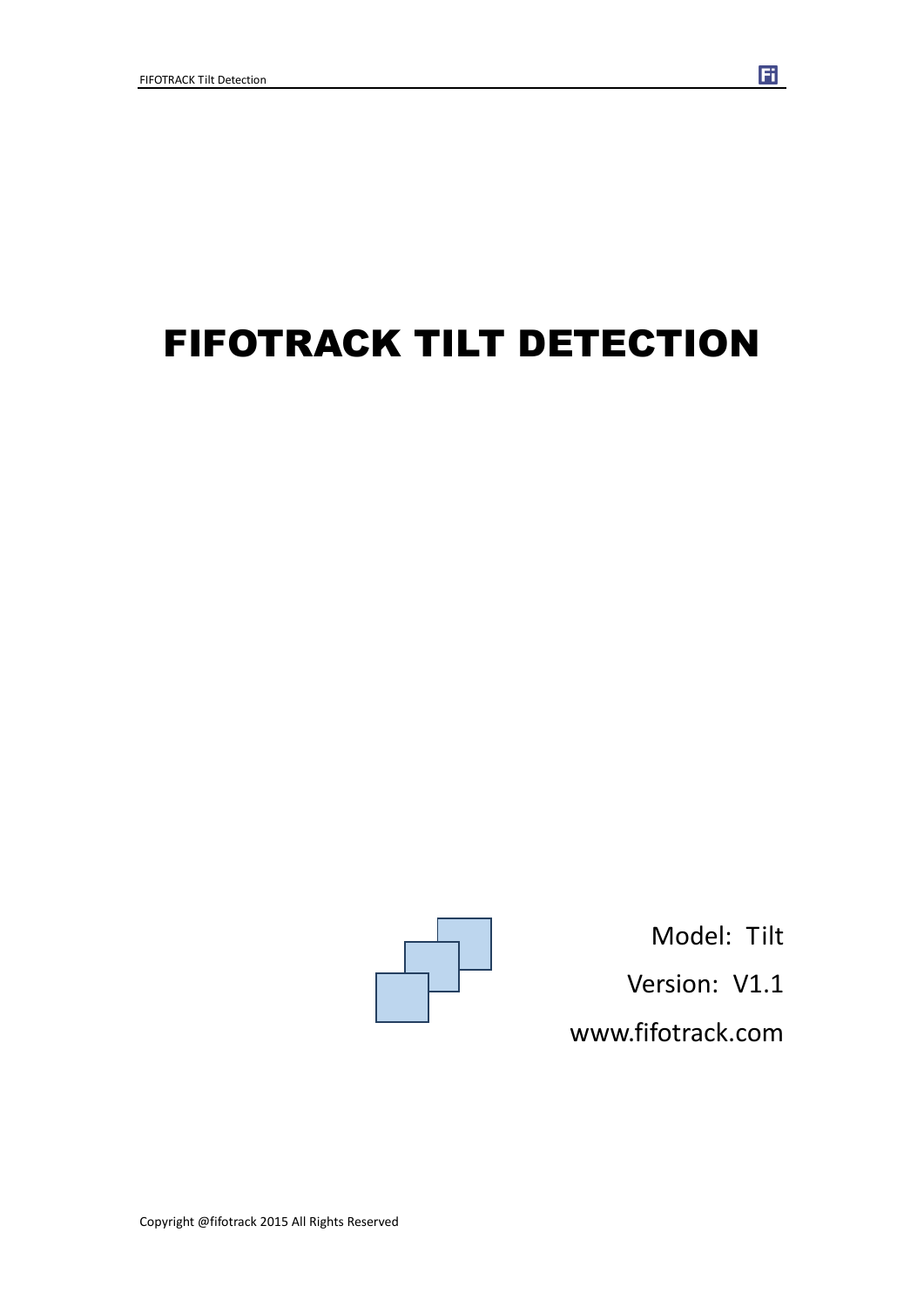# FIFOTRACK TILT DETECTION

Model: Tilt

Version: V1.1

www.fifotrack.com

Copyright @fifotrack 2015 All Rights Reserved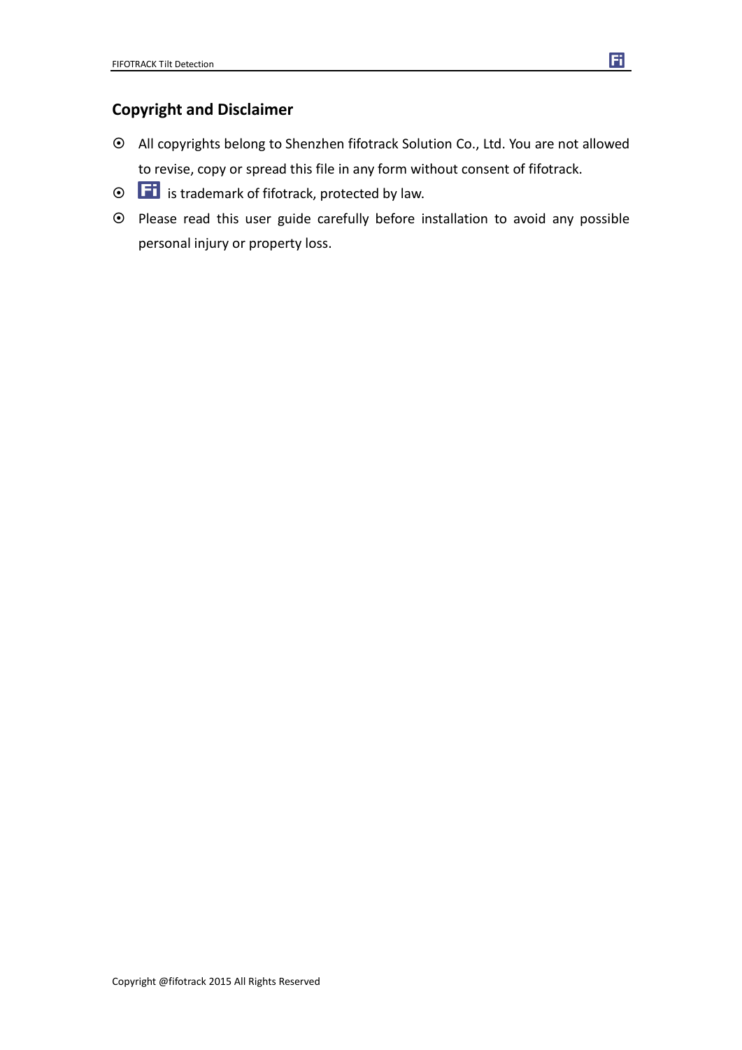## Copyright and Disclaimer

- All copyrights belong to Shenzhen fifotrack Solution Co., Ltd. You are not allowed to revise, copy or spread this file in any form without consent of fifotrack.
- Fi is trademark of fifotrack, protected by law.
- Please read this user guide carefully before installation to avoid any possible personal injury or property loss.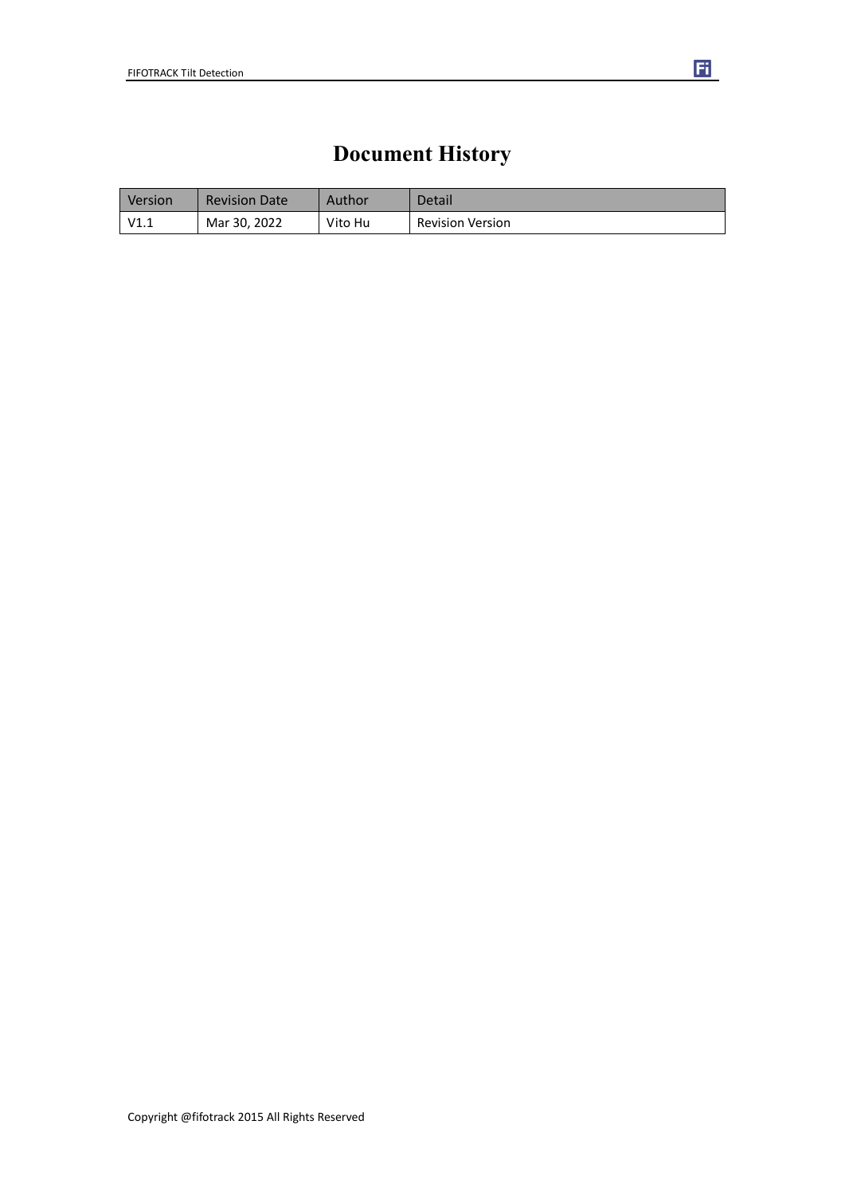# Document History

| Version | Revision Date | Author | Detail |
|---|---|---|---|
| V1.1 | Mar 30, 2022 | Vito Hu | Revision Version |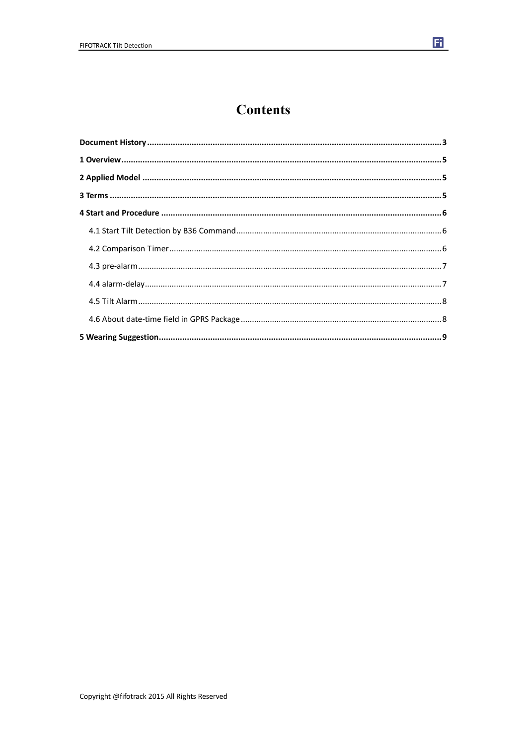# Contents

**Document History** ........................................................ **3**

**1 Overview** ........................................................ **5**

**2 Applied Model** ........................................................ **5**

**3 Terms** ........................................................ **5**

**4 Start and Procedure** ........................................................ **6**

- 4.1 Start Tilt Detection by B36 Command ........................................................ 6
- 4.2 Comparison Timer ........................................................ 6
- 4.3 pre-alarm ........................................................ 7
- 4.4 alarm-delay ........................................................ 7
- 4.5 Tilt Alarm ........................................................ 8
- 4.6 About date-time field in GPRS Package ........................................................ 8

**5 Wearing Suggestion** ........................................................ **9**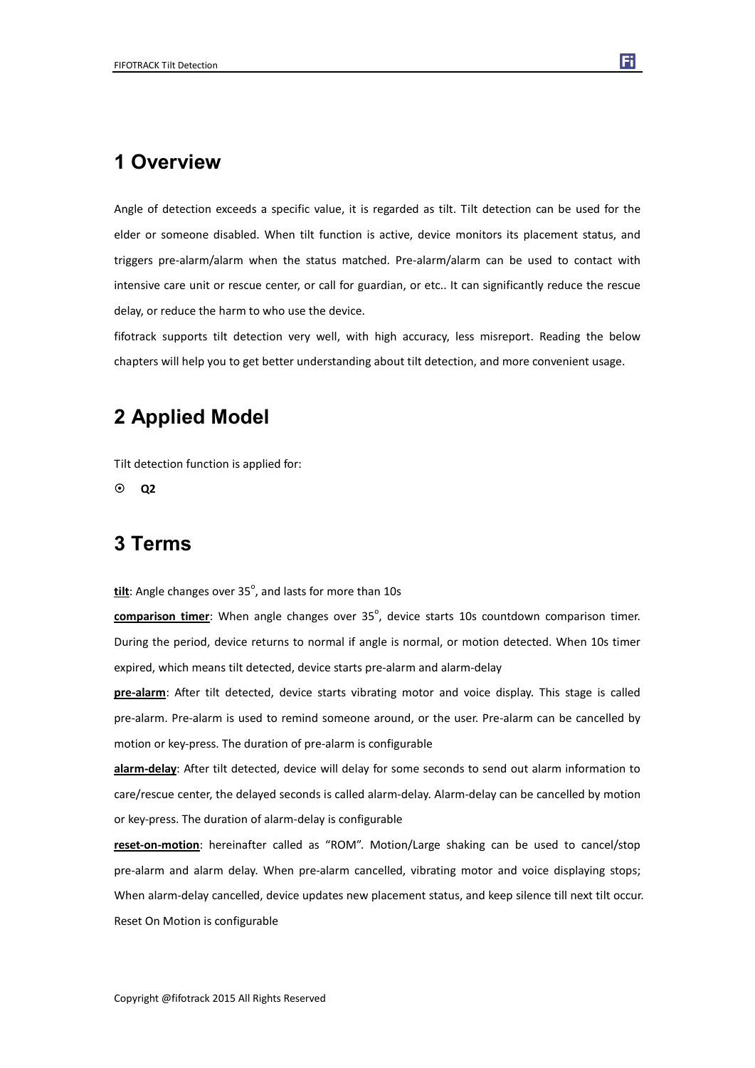# 1 Overview

Angle of detection exceeds a specific value, it is regarded as tilt. Tilt detection can be used for the elder or someone disabled. When tilt function is active, device monitors its placement status, and triggers pre-alarm/alarm when the status matched. Pre-alarm/alarm can be used to contact with intensive care unit or rescue center, or call for guardian, or etc.. It can significantly reduce the rescue delay, or reduce the harm to who use the device.

fifotrack supports tilt detection very well, with high accuracy, less misreport. Reading the below chapters will help you to get better understanding about tilt detection, and more convenient usage.

# 2 Applied Model

Tilt detection function is applied for:

- **Q2**

# 3 Terms

**tilt**: Angle changes over 35°, and lasts for more than 10s

**comparison timer**: When angle changes over 35°, device starts 10s countdown comparison timer. During the period, device returns to normal if angle is normal, or motion detected. When 10s timer expired, which means tilt detected, device starts pre-alarm and alarm-delay

**pre-alarm**: After tilt detected, device starts vibrating motor and voice display. This stage is called pre-alarm. Pre-alarm is used to remind someone around, or the user. Pre-alarm can be cancelled by motion or key-press. The duration of pre-alarm is configurable

**alarm-delay**: After tilt detected, device will delay for some seconds to send out alarm information to care/rescue center, the delayed seconds is called alarm-delay. Alarm-delay can be cancelled by motion or key-press. The duration of alarm-delay is configurable

**reset-on-motion**: hereinafter called as "ROM". Motion/Large shaking can be used to cancel/stop pre-alarm and alarm delay. When pre-alarm cancelled, vibrating motor and voice displaying stops; When alarm-delay cancelled, device updates new placement status, and keep silence till next tilt occur. Reset On Motion is configurable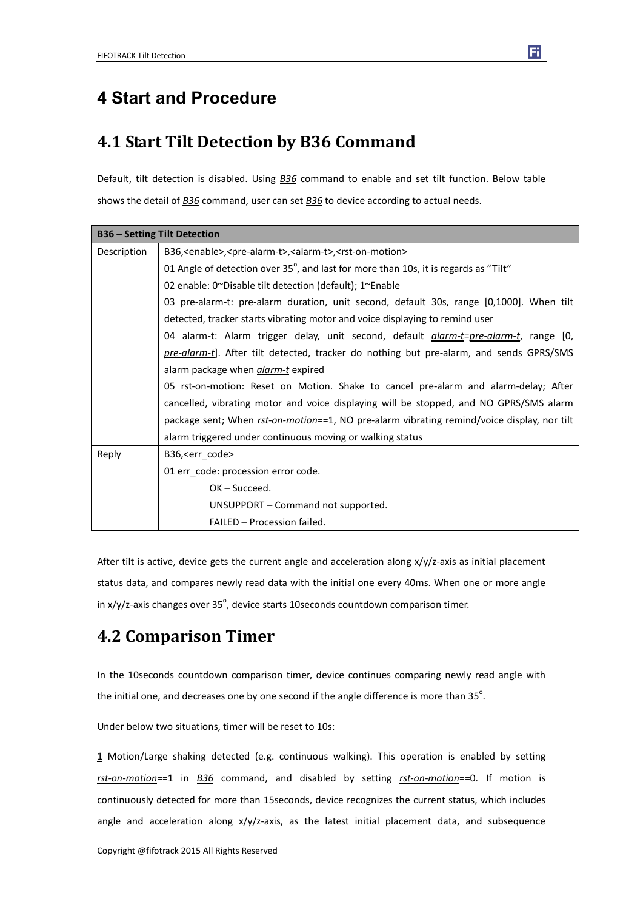# 4 Start and Procedure

## 4.1 Start Tilt Detection by B36 Command

Default, tilt detection is disabled. Using *B36* command to enable and set tilt function. Below table shows the detail of *B36* command, user can set *B36* to device according to actual needs.

| **B36 – Setting Tilt Detection** | |
|---|---|
| Description | B36,<enable>,<pre-alarm-t>,<alarm-t>,<rst-on-motion><br>01 Angle of detection over 35°, and last for more than 10s, it is regards as "Tilt"<br>02 enable: 0~Disable tilt detection (default); 1~Enable<br>03 pre-alarm-t: pre-alarm duration, unit second, default 30s, range [0,1000]. When tilt detected, tracker starts vibrating motor and voice displaying to remind user<br>04 alarm-t: Alarm trigger delay, unit second, default *alarm-t*=*pre-alarm-t*, range [0, *pre-alarm-t*]. After tilt detected, tracker do nothing but pre-alarm, and sends GPRS/SMS alarm package when *alarm-t* expired<br>05 rst-on-motion: Reset on Motion. Shake to cancel pre-alarm and alarm-delay; After cancelled, vibrating motor and voice displaying will be stopped, and NO GPRS/SMS alarm package sent; When *rst-on-motion*==1, NO pre-alarm vibrating remind/voice display, nor tilt alarm triggered under continuous moving or walking status |
| Reply | B36,<err_code><br>01 err_code: procession error code.<br>OK – Succeed.<br>UNSUPPORT – Command not supported.<br>FAILED – Procession failed. |

After tilt is active, device gets the current angle and acceleration along x/y/z-axis as initial placement status data, and compares newly read data with the initial one every 40ms. When one or more angle in x/y/z-axis changes over 35°, device starts 10seconds countdown comparison timer.

## 4.2 Comparison Timer

In the 10seconds countdown comparison timer, device continues comparing newly read angle with the initial one, and decreases one by one second if the angle difference is more than 35°.

Under below two situations, timer will be reset to 10s:

1 Motion/Large shaking detected (e.g. continuous walking). This operation is enabled by setting *rst-on-motion*==1 in *B36* command, and disabled by setting *rst-on-motion*==0. If motion is continuously detected for more than 15seconds, device recognizes the current status, which includes angle and acceleration along x/y/z-axis, as the latest initial placement data, and subsequence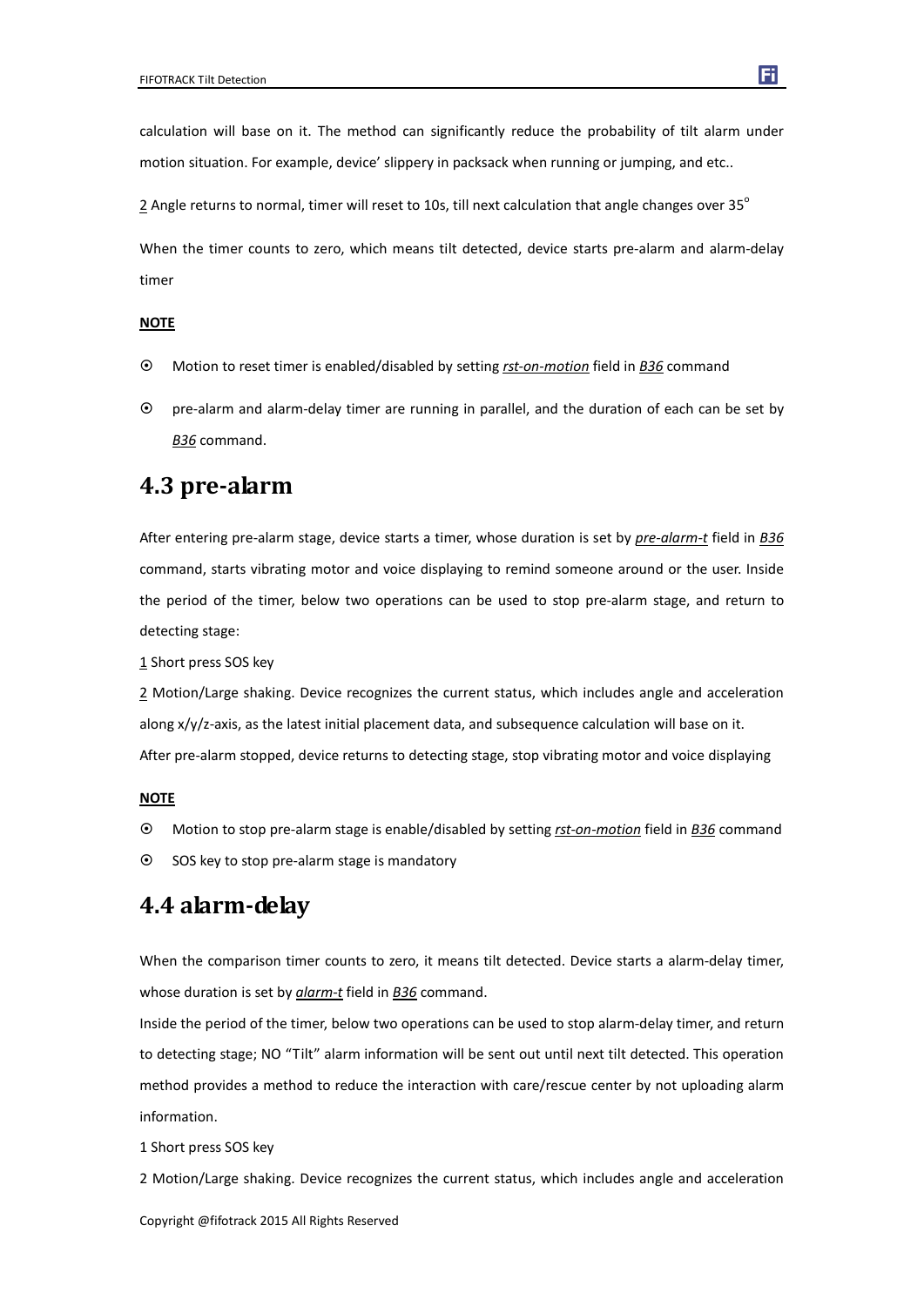calculation will base on it. The method can significantly reduce the probability of tilt alarm under motion situation. For example, device' slippery in packsack when running or jumping, and etc..

2 Angle returns to normal, timer will reset to 10s, till next calculation that angle changes over 35°

When the timer counts to zero, which means tilt detected, device starts pre-alarm and alarm-delay timer

**NOTE**

- Motion to reset timer is enabled/disabled by setting *rst-on-motion* field in *B36* command
- pre-alarm and alarm-delay timer are running in parallel, and the duration of each can be set by *B36* command.

## 4.3 pre-alarm

After entering pre-alarm stage, device starts a timer, whose duration is set by *pre-alarm-t* field in *B36* command, starts vibrating motor and voice displaying to remind someone around or the user. Inside the period of the timer, below two operations can be used to stop pre-alarm stage, and return to detecting stage:

1 Short press SOS key

2 Motion/Large shaking. Device recognizes the current status, which includes angle and acceleration along x/y/z-axis, as the latest initial placement data, and subsequence calculation will base on it.

After pre-alarm stopped, device returns to detecting stage, stop vibrating motor and voice displaying

**NOTE**

- Motion to stop pre-alarm stage is enable/disabled by setting *rst-on-motion* field in *B36* command
- SOS key to stop pre-alarm stage is mandatory

## 4.4 alarm-delay

When the comparison timer counts to zero, it means tilt detected. Device starts a alarm-delay timer, whose duration is set by *alarm-t* field in *B36* command.

Inside the period of the timer, below two operations can be used to stop alarm-delay timer, and return to detecting stage; NO "Tilt" alarm information will be sent out until next tilt detected. This operation method provides a method to reduce the interaction with care/rescue center by not uploading alarm information.

1 Short press SOS key

2 Motion/Large shaking. Device recognizes the current status, which includes angle and acceleration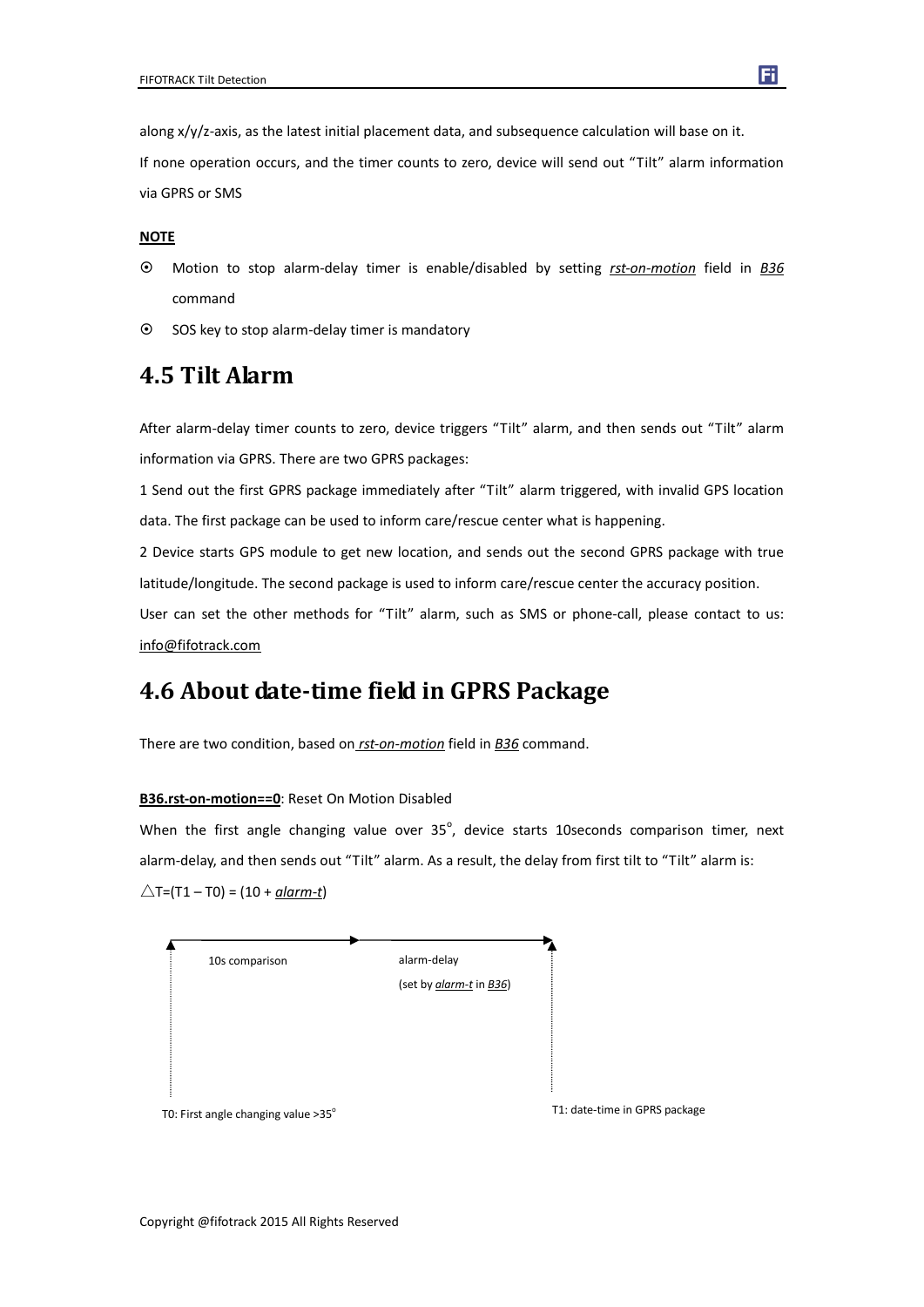along x/y/z-axis, as the latest initial placement data, and subsequence calculation will base on it.

If none operation occurs, and the timer counts to zero, device will send out "Tilt" alarm information via GPRS or SMS

**NOTE**

- Motion to stop alarm-delay timer is enable/disabled by setting ***rst-on-motion*** field in ***B36*** command
- SOS key to stop alarm-delay timer is mandatory

## 4.5 Tilt Alarm

After alarm-delay timer counts to zero, device triggers "Tilt" alarm, and then sends out "Tilt" alarm information via GPRS. There are two GPRS packages:

1 Send out the first GPRS package immediately after "Tilt" alarm triggered, with invalid GPS location data. The first package can be used to inform care/rescue center what is happening.

2 Device starts GPS module to get new location, and sends out the second GPRS package with true latitude/longitude. The second package is used to inform care/rescue center the accuracy position.

User can set the other methods for "Tilt" alarm, such as SMS or phone-call, please contact to us: info@fifotrack.com

## 4.6 About date-time field in GPRS Package

There are two condition, based on ***rst-on-motion*** field in ***B36*** command.

**B36.rst-on-motion==0**: Reset On Motion Disabled

When the first angle changing value over 35°, device starts 10seconds comparison timer, next alarm-delay, and then sends out "Tilt" alarm. As a result, the delay from first tilt to "Tilt" alarm is:

$\triangle T = (T1 - T0) = (10 + \textit{alarm-t})$

10s comparison

alarm-delay

(set by ***alarm-t*** in ***B36***)

T0: First angle changing value >35°

T1: date-time in GPRS package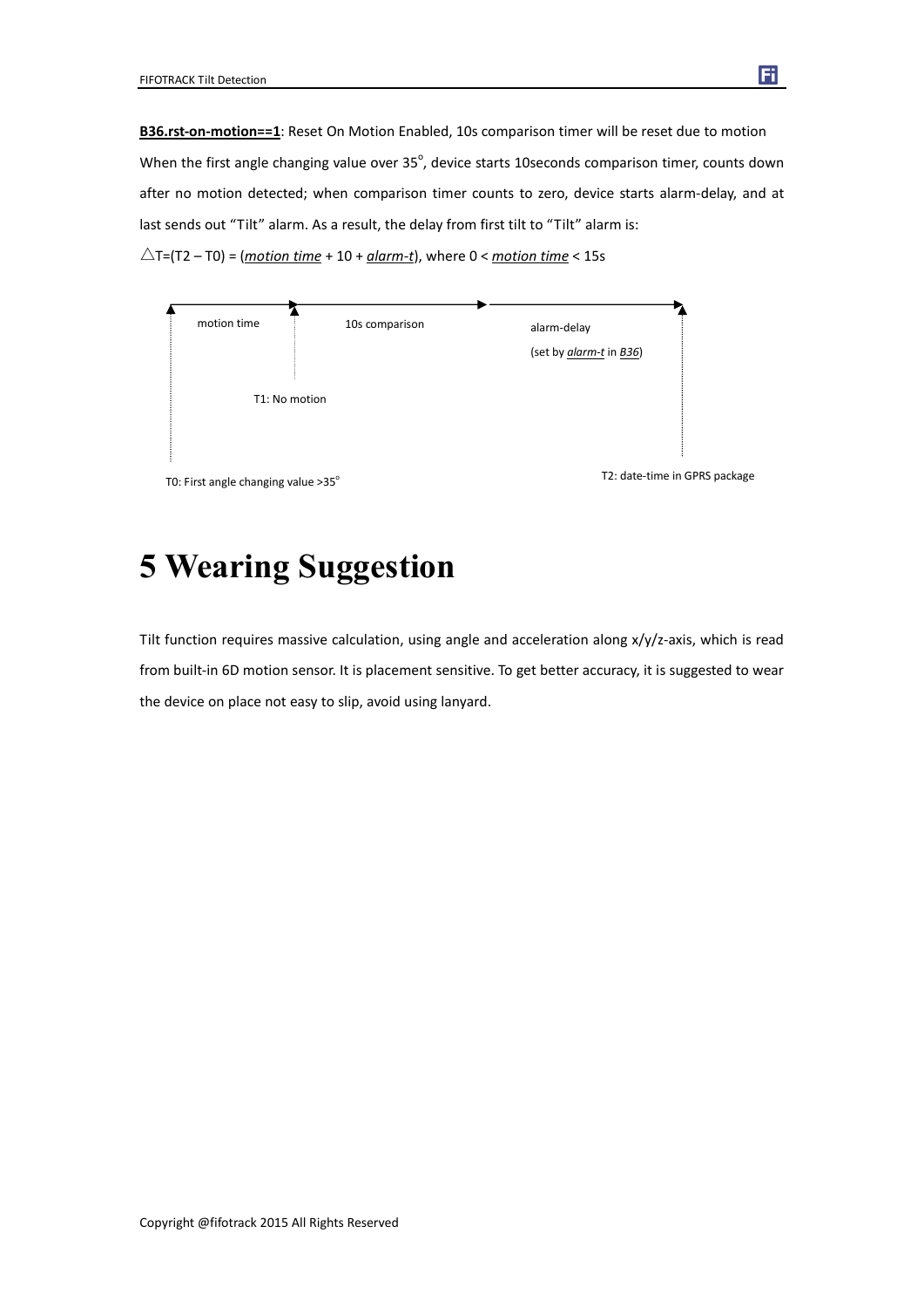**B36.rst-on-motion==1**: Reset On Motion Enabled, 10s comparison timer will be reset due to motion

When the first angle changing value over 35°, device starts 10seconds comparison timer, counts down after no motion detected; when comparison timer counts to zero, device starts alarm-delay, and at last sends out “Tilt” alarm. As a result, the delay from first tilt to “Tilt” alarm is:

$\triangle$T=(T2 – T0) = (*motion time* + 10 + *alarm-t*), where 0 < *motion time* < 15s

motion time

10s comparison

alarm-delay

(set by *alarm-t* in *B36*)

T1: No motion

T0: First angle changing value >35°

T2: date-time in GPRS package

# 5 Wearing Suggestion

Tilt function requires massive calculation, using angle and acceleration along x/y/z-axis, which is read from built-in 6D motion sensor. It is placement sensitive. To get better accuracy, it is suggested to wear the device on place not easy to slip, avoid using lanyard.